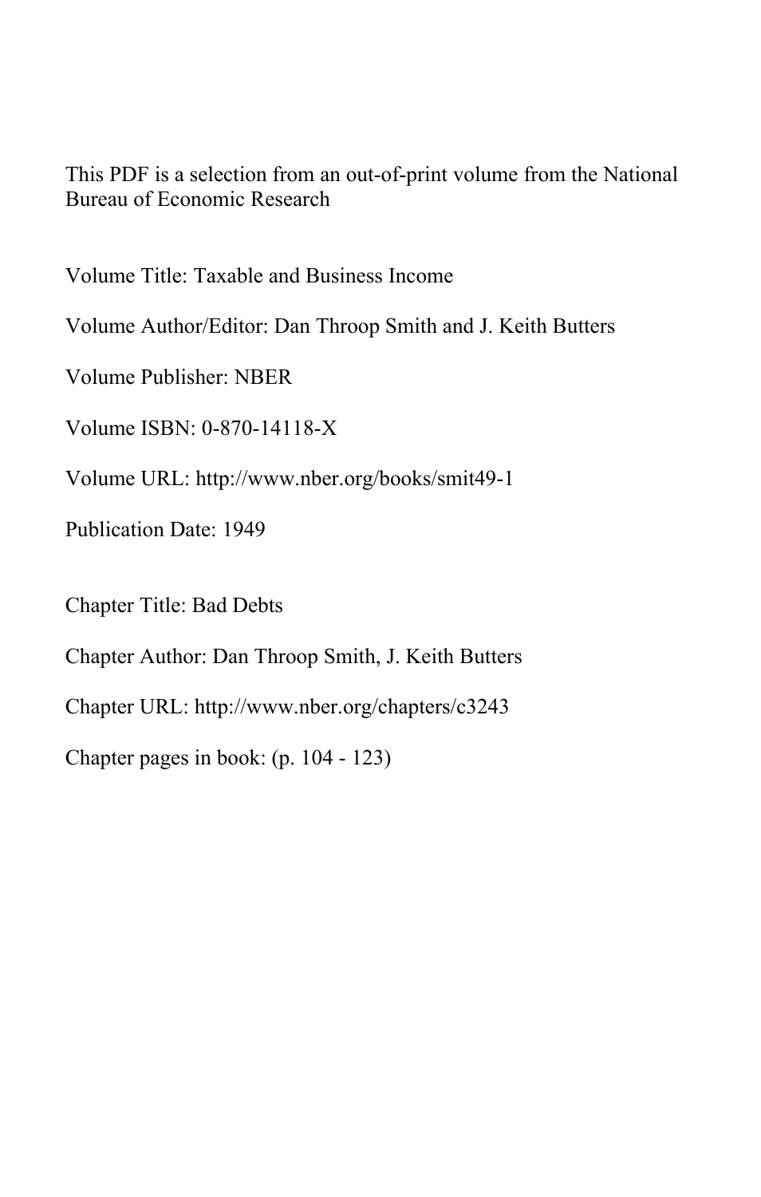This PDF is a selection from an out-of-print volume from the National Bureau of Economic Research

Volume Title: Taxable and Business Income

Volume Author/Editor: Dan Throop Smith and J. Keith Butters

Volume Publisher: NBER

Volume ISBN: 0-870-14118-X

Volume URL: http://www.nber.org/books/smit49-1

Publication Date: 1949

Chapter Title: Bad Debts

Chapter Author: Dan Throop Smith, J. Keith Butters

Chapter URL: http://www.nber.org/chapters/c3243

Chapter pages in book: (p. 104 - 123)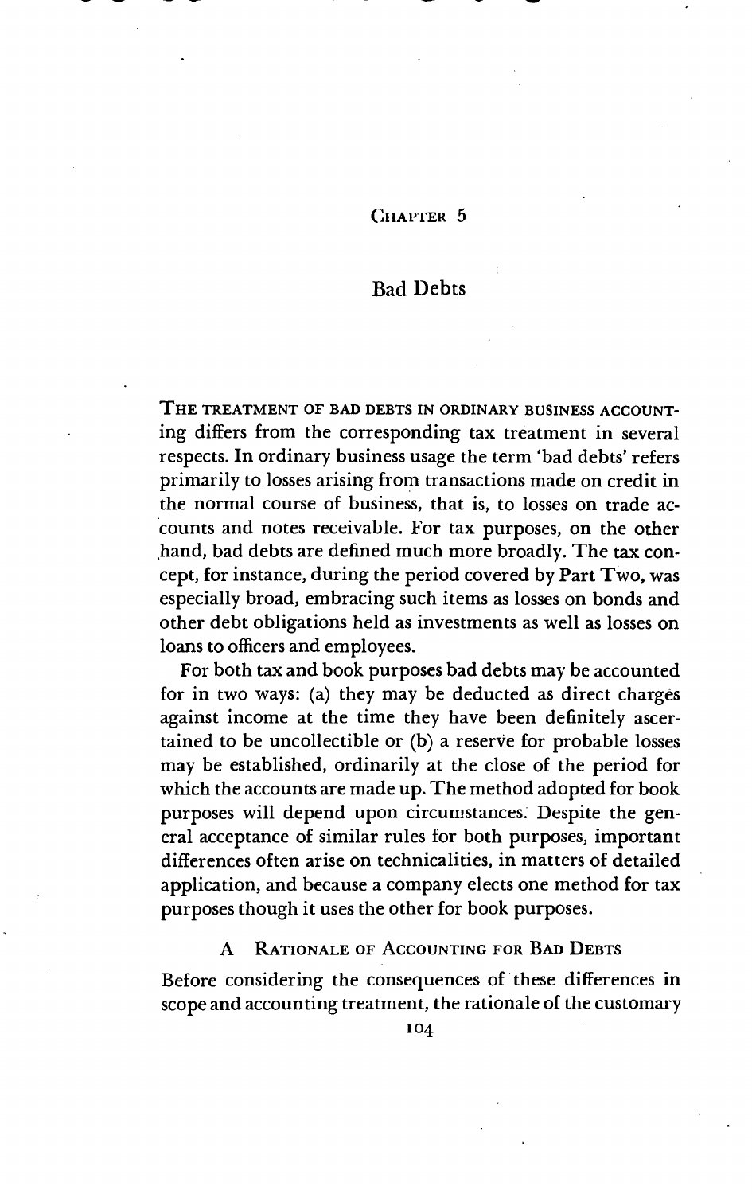# CHAPTER 5

## Bad Debts

THE TREATMENT OF BAD DEBTS IN ORDINARY BUSINESS ACCOUNTING differs from the corresponding tax treatment in several respects. In ordinary business usage the term 'bad debts' refers primarily to losses arising from transactions made on credit in the normal course of business, that is, to losses on trade accounts and notes receivable. For tax purposes, on the other hand, bad debts are defined much more broadly. The tax concept, for instance, during the period covered by Part Two, was especially broad, embracing such items as losses on bonds and other debt obligations held as investments as well as losses on loans to officers and employees.

For both tax and book purposes bad debts may be accounted for in two ways: (a) they may be deducted as direct charges against income at the time they have been definitely ascertained to be uncollectible or (b) a reserve for probable losses may be established, ordinarily at the close of the period for which the accounts are made up. The method adopted for book purposes will depend upon circumstances. Despite the general acceptance of similar rules for both purposes, important differences often arise on technicalities, in matters of detailed application, and because a company elects one method for tax purposes though it uses the other for book purposes.

### A RATIONALE OF ACCOUNTING FOR BAD DEBTS

Before considering the consequences of these differences in scope and accounting treatment, the rationale of the customary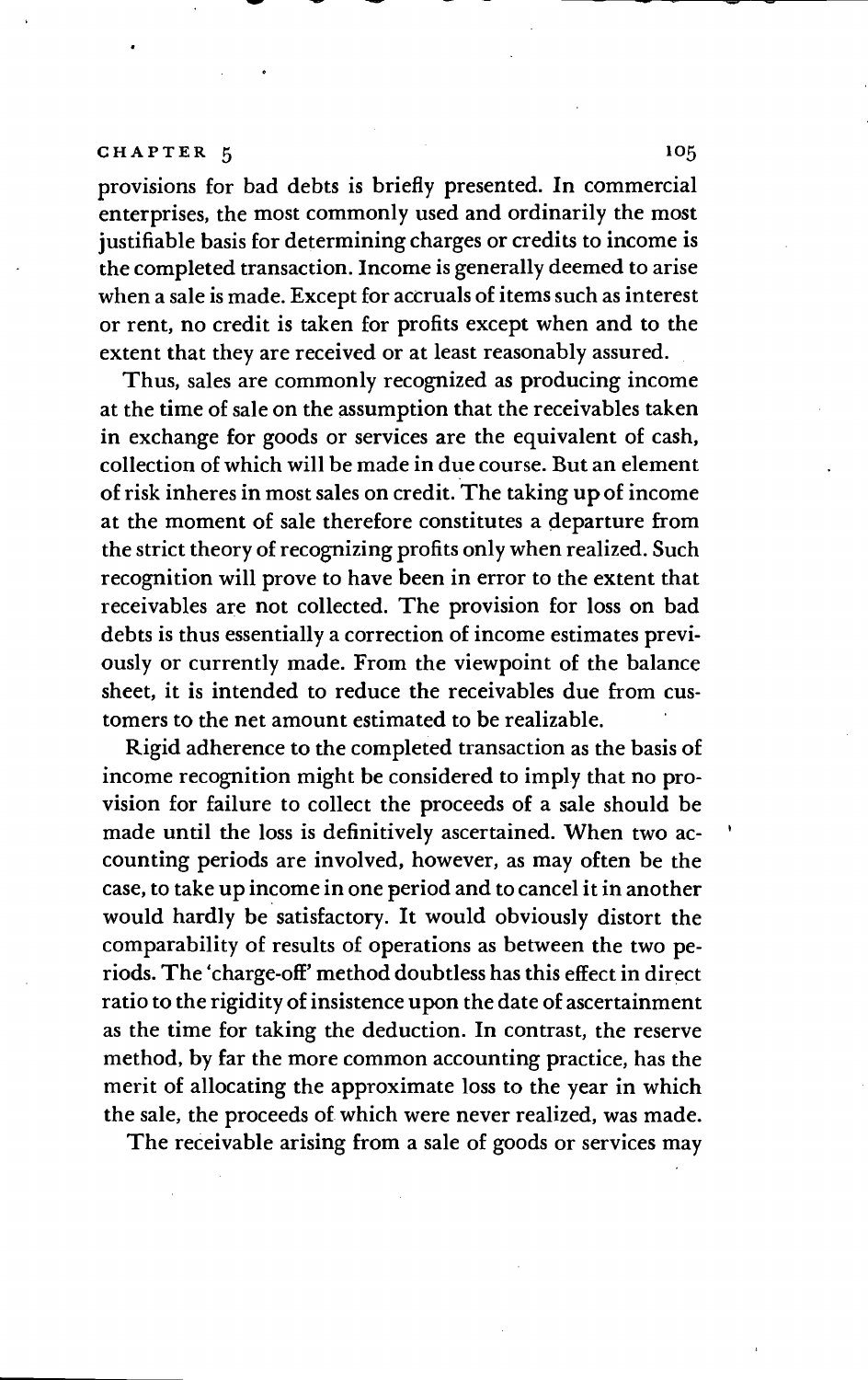provisions for bad debts is briefly presented. In commercial enterprises, the most commonly used and ordinarily the most justifiable basis for determining charges or credits to income is the completed transaction. Income is generally deemed to arise when a sale is made. Except for accruals of items such as interest or rent, no credit is taken for profits except when and to the extent that they are received or at least reasonably assured.

Thus, sales are commonly recognized as producing income at the time of sale on the assumption that the receivables taken in exchange for goods or services are the equivalent of cash, collection of which will be made in due course. But an element of risk inheres in most sales on credit. The taking up of income at the moment of sale therefore constitutes a departure from the strict theory of recognizing profits only when realized. Such recognition will prove to have been in error to the extent that receivables are not collected. The provision for loss on bad debts is thus essentially a correction of income estimates previously or currently made. From the viewpoint of the balance sheet, it is intended to reduce the receivables due from customers to the net amount estimated to be realizable.

Rigid adherence to the completed transaction as the basis of income recognition might be considered to imply that no provision for failure to collect the proceeds of a sale should be made until the loss is definitively ascertained. When two accounting periods are involved, however, as may often be the case, to take up income in one period and to cancel it in another would hardly be satisfactory. It would obviously distort the comparability of results of operations as between the two periods. The 'charge-off' method doubtless has this effect in direct ratio to the rigidity of insistence upon the date of ascertainment as the time for taking the deduction. In contrast, the reserve method, by far the more common accounting practice, has the merit of allocating the approximate loss to the year in which the sale, the proceeds of which were never realized, was made.

The receivable arising from a sale of goods or services may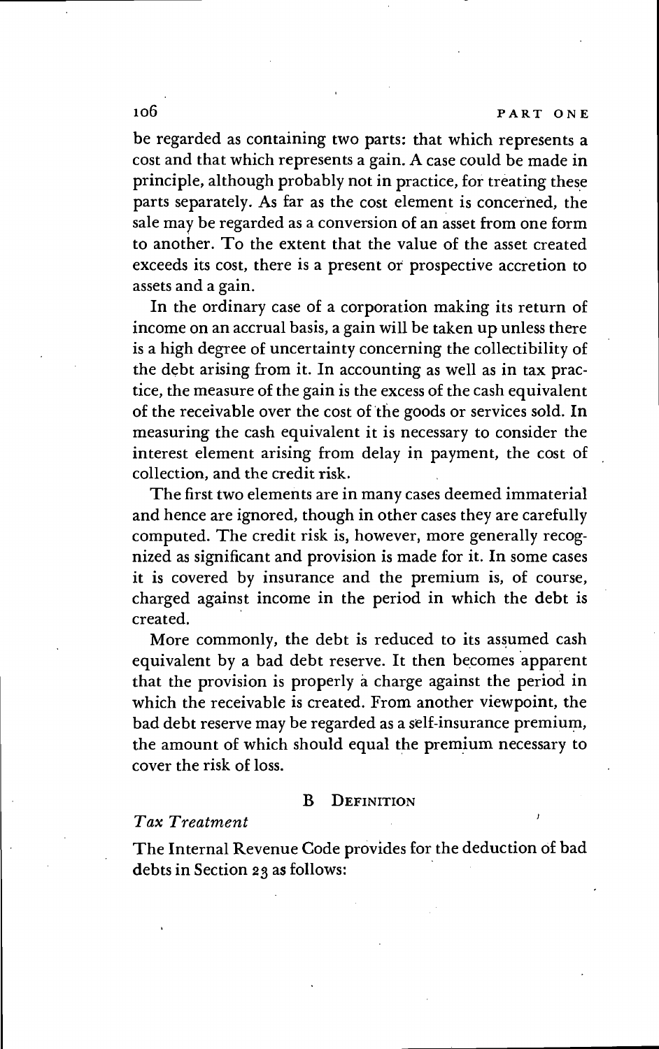be regarded as containing two parts: that which represents a cost and that which represents a gain. A case could be made in principle, although probably not in practice, for treating these parts separately. As far as the cost element is concerned, the sale may be regarded as a conversion of an asset from one form to another. To the extent that the value of the asset created exceeds its cost, there is a present or prospective accretion to assets and a gain.

In the ordinary case of a corporation making its return of income on an accrual basis, a gain will be taken up unless there is a high degree of uncertainty concerning the collectibility of the debt arising from it. In accounting as well as in tax practice, the measure of the gain is the excess of the cash equivalent of the receivable over the cost of the goods or services sold. In measuring the cash equivalent it is necessary to consider the interest element arising from delay in payment, the cost of collection, and the credit risk.

The first two elements are in many cases deemed immaterial and hence are ignored, though in other cases they are carefully computed. The credit risk is, however, more generally recognized as significant and provision is made for it. In some cases it is covered by insurance and the premium is, of course, charged against income in the period in which the debt is created.

More commonly, the debt is reduced to its assumed cash equivalent by a bad debt reserve. It then becomes apparent that the provision is properly a charge against the period in which the receivable is created. From another viewpoint, the bad debt reserve may be regarded as a self-insurance premium, the amount of which should equal the premium necessary to cover the risk of loss.

## B DEFINITION

*Tax Treatment*

The Internal Revenue Code provides for the deduction of bad debts in Section 23 as follows: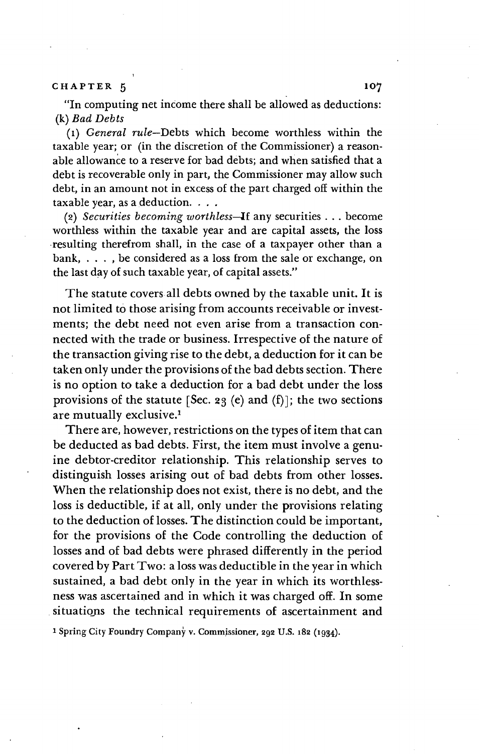"In computing net income there shall be allowed as deductions:
(k) *Bad Debts*

(1) *General rule*—Debts which become worthless within the taxable year; or (in the discretion of the Commissioner) a reasonable allowance to a reserve for bad debts; and when satisfied that a debt is recoverable only in part, the Commissioner may allow such debt, in an amount not in excess of the part charged off within the taxable year, as a deduction. . . .

(2) *Securities becoming worthless*—If any securities . . . become worthless within the taxable year and are capital assets, the loss resulting therefrom shall, in the case of a taxpayer other than a bank, . . . , be considered as a loss from the sale or exchange, on the last day of such taxable year, of capital assets."

The statute covers all debts owned by the taxable unit. It is not limited to those arising from accounts receivable or investments; the debt need not even arise from a transaction connected with the trade or business. Irrespective of the nature of the transaction giving rise to the debt, a deduction for it can be taken only under the provisions of the bad debts section. There is no option to take a deduction for a bad debt under the loss provisions of the statute [Sec. 23 (e) and (f)]; the two sections are mutually exclusive.[1]

There are, however, restrictions on the types of item that can be deducted as bad debts. First, the item must involve a genuine debtor-creditor relationship. This relationship serves to distinguish losses arising out of bad debts from other losses. When the relationship does not exist, there is no debt, and the loss is deductible, if at all, only under the provisions relating to the deduction of losses. The distinction could be important, for the provisions of the Code controlling the deduction of losses and of bad debts were phrased differently in the period covered by Part Two: a loss was deductible in the year in which sustained, a bad debt only in the year in which its worthlessness was ascertained and in which it was charged off. In some situations the technical requirements of ascertainment and

[1] Spring City Foundry Company v. Commissioner, 292 U.S. 182 (1934).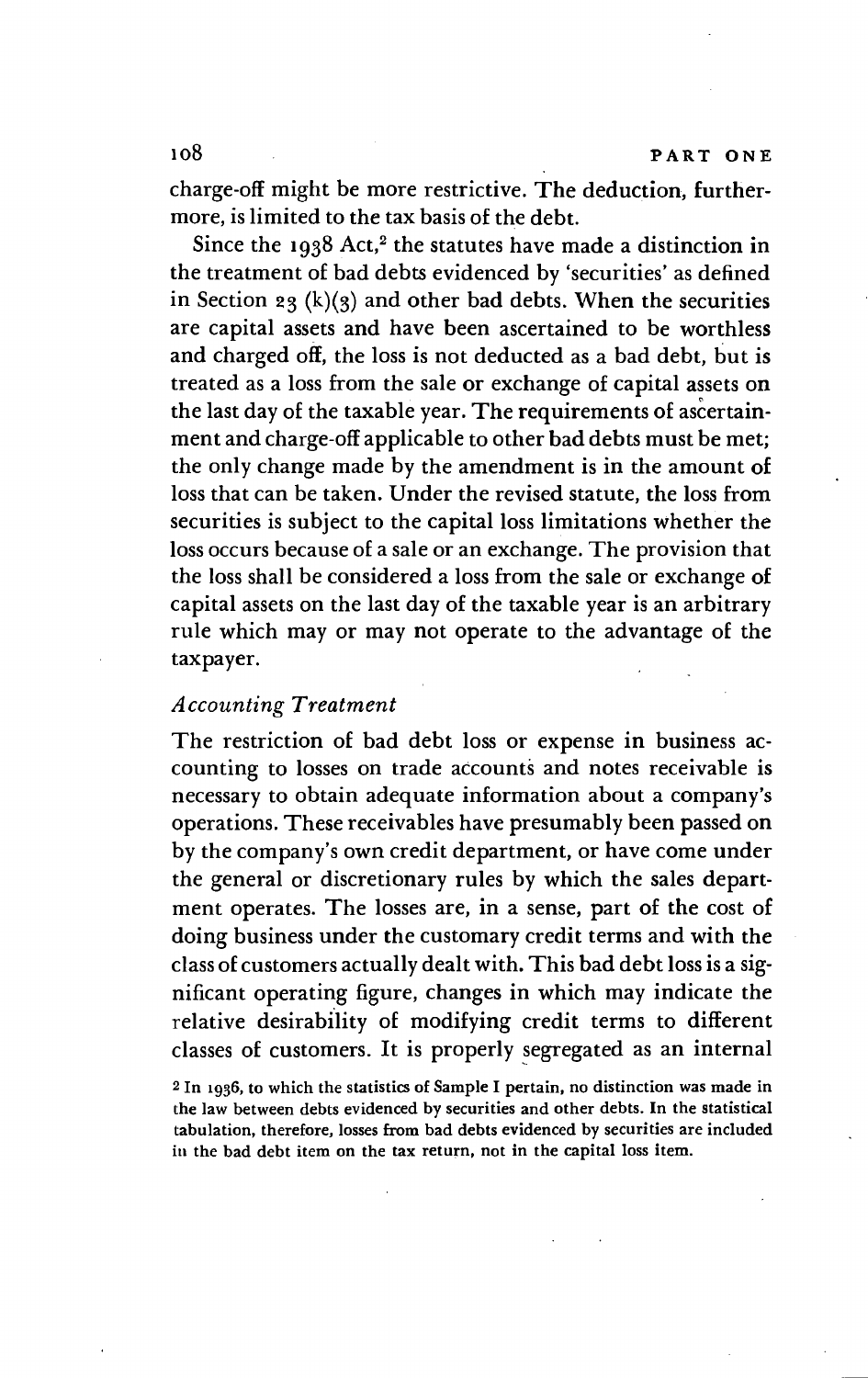charge-off might be more restrictive. The deduction, furthermore, is limited to the tax basis of the debt.

Since the 1938 Act,[2] the statutes have made a distinction in the treatment of bad debts evidenced by 'securities' as defined in Section 23 (k)(3) and other bad debts. When the securities are capital assets and have been ascertained to be worthless and charged off, the loss is not deducted as a bad debt, but is treated as a loss from the sale or exchange of capital assets on the last day of the taxable year. The requirements of ascertainment and charge-off applicable to other bad debts must be met; the only change made by the amendment is in the amount of loss that can be taken. Under the revised statute, the loss from securities is subject to the capital loss limitations whether the loss occurs because of a sale or an exchange. The provision that the loss shall be considered a loss from the sale or exchange of capital assets on the last day of the taxable year is an arbitrary rule which may or may not operate to the advantage of the taxpayer.

### *Accounting Treatment*

The restriction of bad debt loss or expense in business accounting to losses on trade accounts and notes receivable is necessary to obtain adequate information about a company's operations. These receivables have presumably been passed on by the company's own credit department, or have come under the general or discretionary rules by which the sales department operates. The losses are, in a sense, part of the cost of doing business under the customary credit terms and with the class of customers actually dealt with. This bad debt loss is a significant operating figure, changes in which may indicate the relative desirability of modifying credit terms to different classes of customers. It is properly segregated as an internal

[2] In 1936, to which the statistics of Sample I pertain, no distinction was made in the law between debts evidenced by securities and other debts. In the statistical tabulation, therefore, losses from bad debts evidenced by securities are included in the bad debt item on the tax return, not in the capital loss item.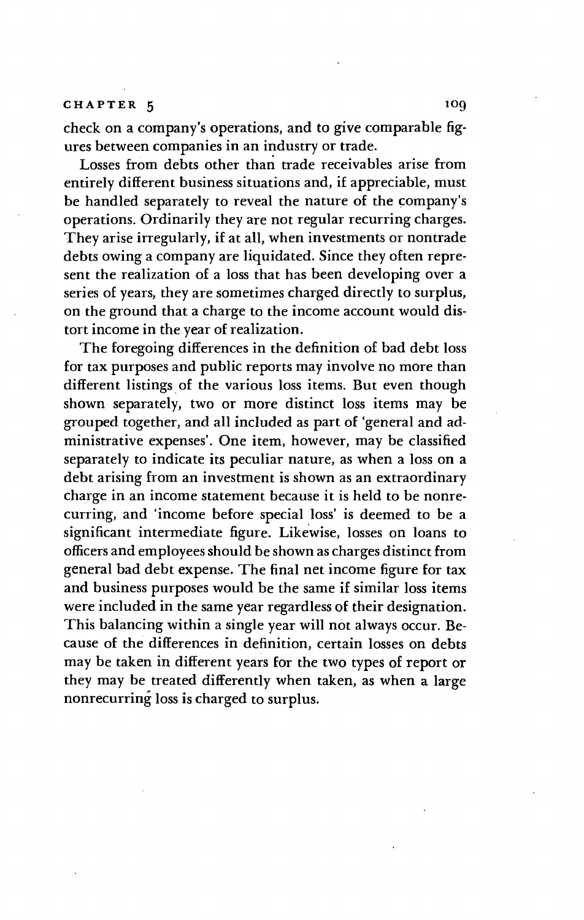check on a company's operations, and to give comparable figures between companies in an industry or trade.

Losses from debts other than trade receivables arise from entirely different business situations and, if appreciable, must be handled separately to reveal the nature of the company's operations. Ordinarily they are not regular recurring charges. They arise irregularly, if at all, when investments or nontrade debts owing a company are liquidated. Since they often represent the realization of a loss that has been developing over a series of years, they are sometimes charged directly to surplus, on the ground that a charge to the income account would distort income in the year of realization.

The foregoing differences in the definition of bad debt loss for tax purposes and public reports may involve no more than different listings of the various loss items. But even though shown separately, two or more distinct loss items may be grouped together, and all included as part of 'general and administrative expenses'. One item, however, may be classified separately to indicate its peculiar nature, as when a loss on a debt arising from an investment is shown as an extraordinary charge in an income statement because it is held to be nonrecurring, and 'income before special loss' is deemed to be a significant intermediate figure. Likewise, losses on loans to officers and employees should be shown as charges distinct from general bad debt expense. The final net income figure for tax and business purposes would be the same if similar loss items were included in the same year regardless of their designation. This balancing within a single year will not always occur. Because of the differences in definition, certain losses on debts may be taken in different years for the two types of report or they may be treated differently when taken, as when a large nonrecurring loss is charged to surplus.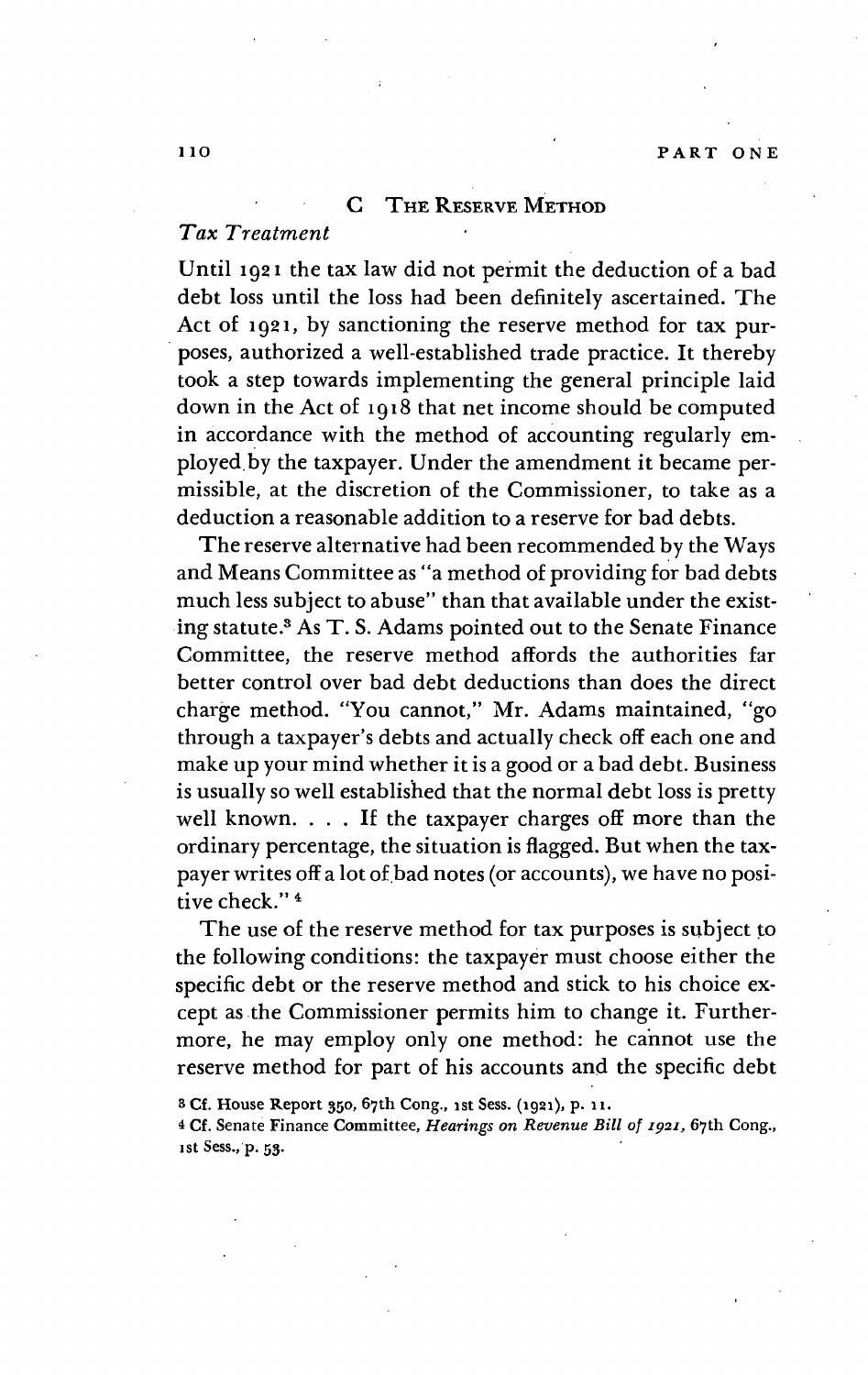## C The Reserve Method

### *Tax Treatment*

Until 1921 the tax law did not permit the deduction of a bad debt loss until the loss had been definitely ascertained. The Act of 1921, by sanctioning the reserve method for tax purposes, authorized a well-established trade practice. It thereby took a step towards implementing the general principle laid down in the Act of 1918 that net income should be computed in accordance with the method of accounting regularly employed by the taxpayer. Under the amendment it became permissible, at the discretion of the Commissioner, to take as a deduction a reasonable addition to a reserve for bad debts.

The reserve alternative had been recommended by the Ways and Means Committee as "a method of providing for bad debts much less subject to abuse" than that available under the existing statute.[3] As T. S. Adams pointed out to the Senate Finance Committee, the reserve method affords the authorities far better control over bad debt deductions than does the direct charge method. "You cannot," Mr. Adams maintained, "go through a taxpayer's debts and actually check off each one and make up your mind whether it is a good or a bad debt. Business is usually so well established that the normal debt loss is pretty well known. . . . If the taxpayer charges off more than the ordinary percentage, the situation is flagged. But when the taxpayer writes off a lot of bad notes (or accounts), we have no positive check."[4]

The use of the reserve method for tax purposes is subject to the following conditions: the taxpayer must choose either the specific debt or the reserve method and stick to his choice except as the Commissioner permits him to change it. Furthermore, he may employ only one method: he cannot use the reserve method for part of his accounts and the specific debt

[3] Cf. House Report 350, 67th Cong., 1st Sess. (1921), p. 11.

[4] Cf. Senate Finance Committee, *Hearings on Revenue Bill of 1921*, 67th Cong., 1st Sess., p. 53.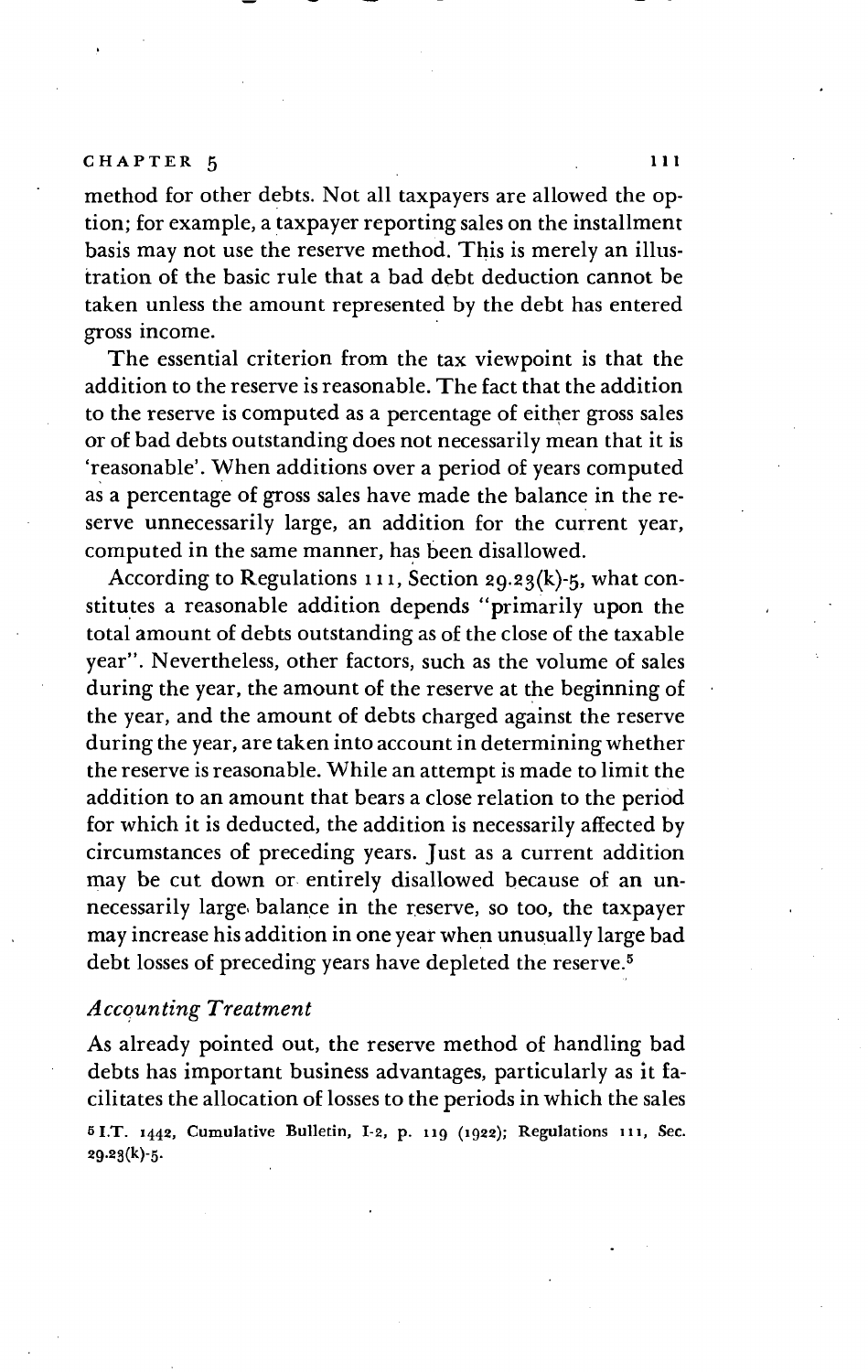method for other debts. Not all taxpayers are allowed the option; for example, a taxpayer reporting sales on the installment basis may not use the reserve method. This is merely an illustration of the basic rule that a bad debt deduction cannot be taken unless the amount represented by the debt has entered gross income.

The essential criterion from the tax viewpoint is that the addition to the reserve is reasonable. The fact that the addition to the reserve is computed as a percentage of either gross sales or of bad debts outstanding does not necessarily mean that it is 'reasonable'. When additions over a period of years computed as a percentage of gross sales have made the balance in the reserve unnecessarily large, an addition for the current year, computed in the same manner, has been disallowed.

According to Regulations 111, Section 29.23(k)-5, what constitutes a reasonable addition depends "primarily upon the total amount of debts outstanding as of the close of the taxable year". Nevertheless, other factors, such as the volume of sales during the year, the amount of the reserve at the beginning of the year, and the amount of debts charged against the reserve during the year, are taken into account in determining whether the reserve is reasonable. While an attempt is made to limit the addition to an amount that bears a close relation to the period for which it is deducted, the addition is necessarily affected by circumstances of preceding years. Just as a current addition may be cut down or entirely disallowed because of an unnecessarily large balance in the reserve, so too, the taxpayer may increase his addition in one year when unusually large bad debt losses of preceding years have depleted the reserve.[5]

### *Accounting Treatment*

As already pointed out, the reserve method of handling bad debts has important business advantages, particularly as it facilitates the allocation of losses to the periods in which the sales

[5] I.T. 1442, Cumulative Bulletin, I-2, p. 119 (1922); Regulations 111, Sec. 29.23(k)-5.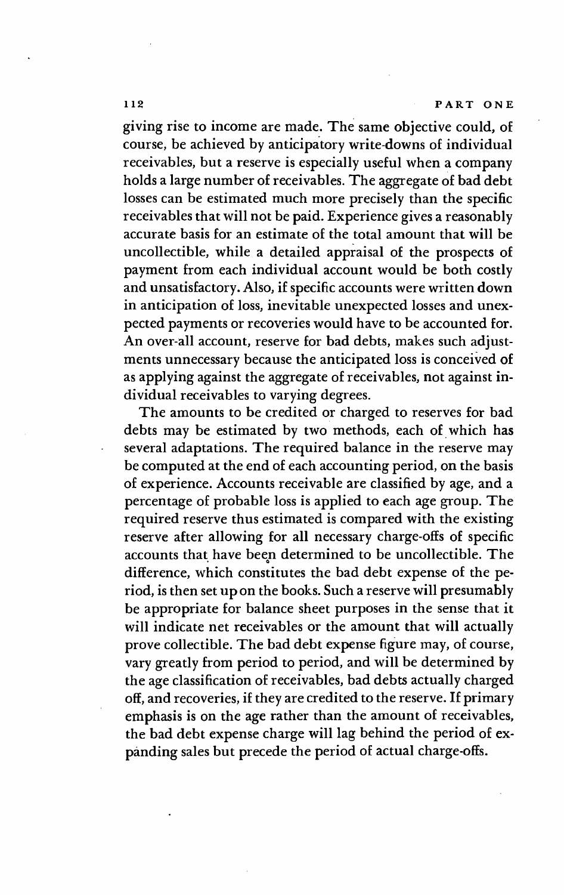giving rise to income are made. The same objective could, of course, be achieved by anticipatory write-downs of individual receivables, but a reserve is especially useful when a company holds a large number of receivables. The aggregate of bad debt losses can be estimated much more precisely than the specific receivables that will not be paid. Experience gives a reasonably accurate basis for an estimate of the total amount that will be uncollectible, while a detailed appraisal of the prospects of payment from each individual account would be both costly and unsatisfactory. Also, if specific accounts were written down in anticipation of loss, inevitable unexpected losses and unexpected payments or recoveries would have to be accounted for. An over-all account, reserve for bad debts, makes such adjustments unnecessary because the anticipated loss is conceived of as applying against the aggregate of receivables, not against individual receivables to varying degrees.

The amounts to be credited or charged to reserves for bad debts may be estimated by two methods, each of which has several adaptations. The required balance in the reserve may be computed at the end of each accounting period, on the basis of experience. Accounts receivable are classified by age, and a percentage of probable loss is applied to each age group. The required reserve thus estimated is compared with the existing reserve after allowing for all necessary charge-offs of specific accounts that have been determined to be uncollectible. The difference, which constitutes the bad debt expense of the period, is then set up on the books. Such a reserve will presumably be appropriate for balance sheet purposes in the sense that it will indicate net receivables or the amount that will actually prove collectible. The bad debt expense figure may, of course, vary greatly from period to period, and will be determined by the age classification of receivables, bad debts actually charged off, and recoveries, if they are credited to the reserve. If primary emphasis is on the age rather than the amount of receivables, the bad debt expense charge will lag behind the period of expanding sales but precede the period of actual charge-offs.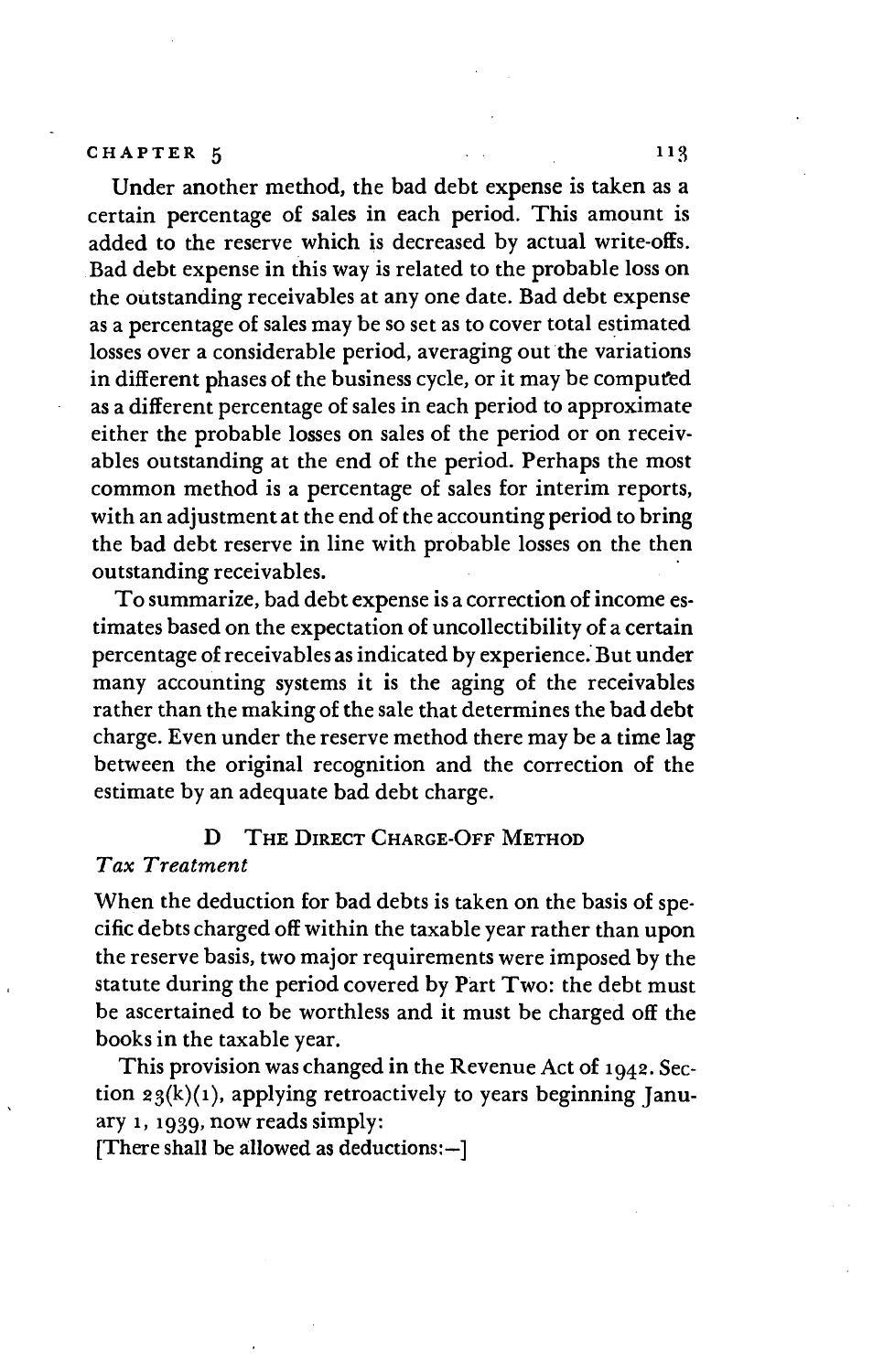Under another method, the bad debt expense is taken as a certain percentage of sales in each period. This amount is added to the reserve which is decreased by actual write-offs. Bad debt expense in this way is related to the probable loss on the outstanding receivables at any one date. Bad debt expense as a percentage of sales may be so set as to cover total estimated losses over a considerable period, averaging out the variations in different phases of the business cycle, or it may be computed as a different percentage of sales in each period to approximate either the probable losses on sales of the period or on receivables outstanding at the end of the period. Perhaps the most common method is a percentage of sales for interim reports, with an adjustment at the end of the accounting period to bring the bad debt reserve in line with probable losses on the then outstanding receivables.

To summarize, bad debt expense is a correction of income estimates based on the expectation of uncollectibility of a certain percentage of receivables as indicated by experience. But under many accounting systems it is the aging of the receivables rather than the making of the sale that determines the bad debt charge. Even under the reserve method there may be a time lag between the original recognition and the correction of the estimate by an adequate bad debt charge.

## D The Direct Charge-Off Method

*Tax Treatment*

When the deduction for bad debts is taken on the basis of specific debts charged off within the taxable year rather than upon the reserve basis, two major requirements were imposed by the statute during the period covered by Part Two: the debt must be ascertained to be worthless and it must be charged off the books in the taxable year.

This provision was changed in the Revenue Act of 1942. Section 23(k)(1), applying retroactively to years beginning January 1, 1939, now reads simply:

[There shall be allowed as deductions:—]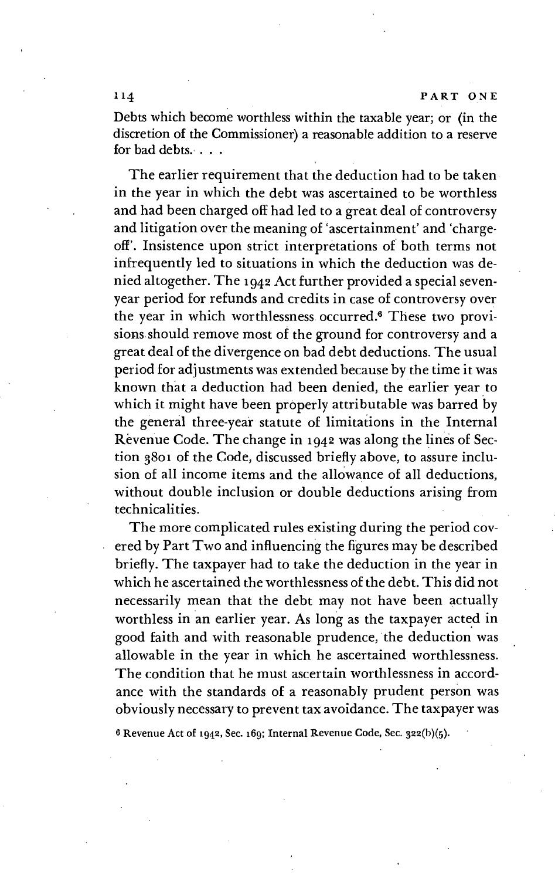Debts which become worthless within the taxable year; or (in the discretion of the Commissioner) a reasonable addition to a reserve for bad debts. . . .

The earlier requirement that the deduction had to be taken in the year in which the debt was ascertained to be worthless and had been charged off had led to a great deal of controversy and litigation over the meaning of 'ascertainment' and 'charge-off'. Insistence upon strict interpretations of both terms not infrequently led to situations in which the deduction was denied altogether. The 1942 Act further provided a special seven-year period for refunds and credits in case of controversy over the year in which worthlessness occurred.[6] These two provisions should remove most of the ground for controversy and a great deal of the divergence on bad debt deductions. The usual period for adjustments was extended because by the time it was known that a deduction had been denied, the earlier year to which it might have been properly attributable was barred by the general three-year statute of limitations in the Internal Revenue Code. The change in 1942 was along the lines of Section 3801 of the Code, discussed briefly above, to assure inclusion of all income items and the allowance of all deductions, without double inclusion or double deductions arising from technicalities.

The more complicated rules existing during the period covered by Part Two and influencing the figures may be described briefly. The taxpayer had to take the deduction in the year in which he ascertained the worthlessness of the debt. This did not necessarily mean that the debt may not have been actually worthless in an earlier year. As long as the taxpayer acted in good faith and with reasonable prudence, the deduction was allowable in the year in which he ascertained worthlessness. The condition that he must ascertain worthlessness in accordance with the standards of a reasonably prudent person was obviously necessary to prevent tax avoidance. The taxpayer was

[6] Revenue Act of 1942, Sec. 169; Internal Revenue Code, Sec. 322(b)(5).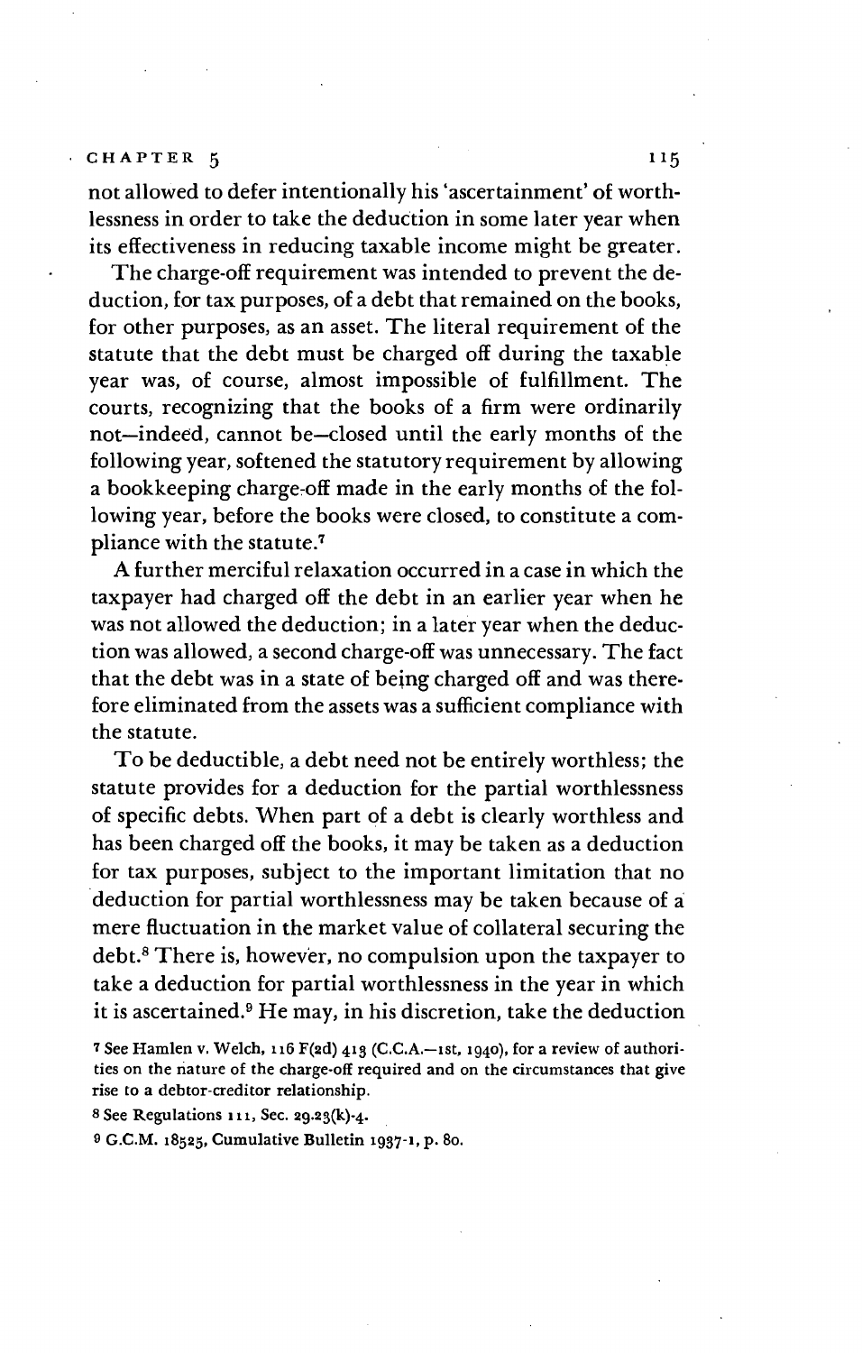not allowed to defer intentionally his 'ascertainment' of worthlessness in order to take the deduction in some later year when its effectiveness in reducing taxable income might be greater.

The charge-off requirement was intended to prevent the deduction, for tax purposes, of a debt that remained on the books, for other purposes, as an asset. The literal requirement of the statute that the debt must be charged off during the taxable year was, of course, almost impossible of fulfillment. The courts, recognizing that the books of a firm were ordinarily not—indeed, cannot be—closed until the early months of the following year, softened the statutory requirement by allowing a bookkeeping charge-off made in the early months of the following year, before the books were closed, to constitute a compliance with the statute.[7]

A further merciful relaxation occurred in a case in which the taxpayer had charged off the debt in an earlier year when he was not allowed the deduction; in a later year when the deduction was allowed, a second charge-off was unnecessary. The fact that the debt was in a state of being charged off and was therefore eliminated from the assets was a sufficient compliance with the statute.

To be deductible, a debt need not be entirely worthless; the statute provides for a deduction for the partial worthlessness of specific debts. When part of a debt is clearly worthless and has been charged off the books, it may be taken as a deduction for tax purposes, subject to the important limitation that no deduction for partial worthlessness may be taken because of a mere fluctuation in the market value of collateral securing the debt.[8] There is, however, no compulsion upon the taxpayer to take a deduction for partial worthlessness in the year in which it is ascertained.[9] He may, in his discretion, take the deduction

[7] See Hamlen v. Welch, 116 F(2d) 413 (C.C.A.—1st, 1940), for a review of authorities on the nature of the charge-off required and on the circumstances that give rise to a debtor-creditor relationship.

[8] See Regulations 111, Sec. 29.23(k)-4.

[9] G.C.M. 18525, Cumulative Bulletin 1937-1, p. 80.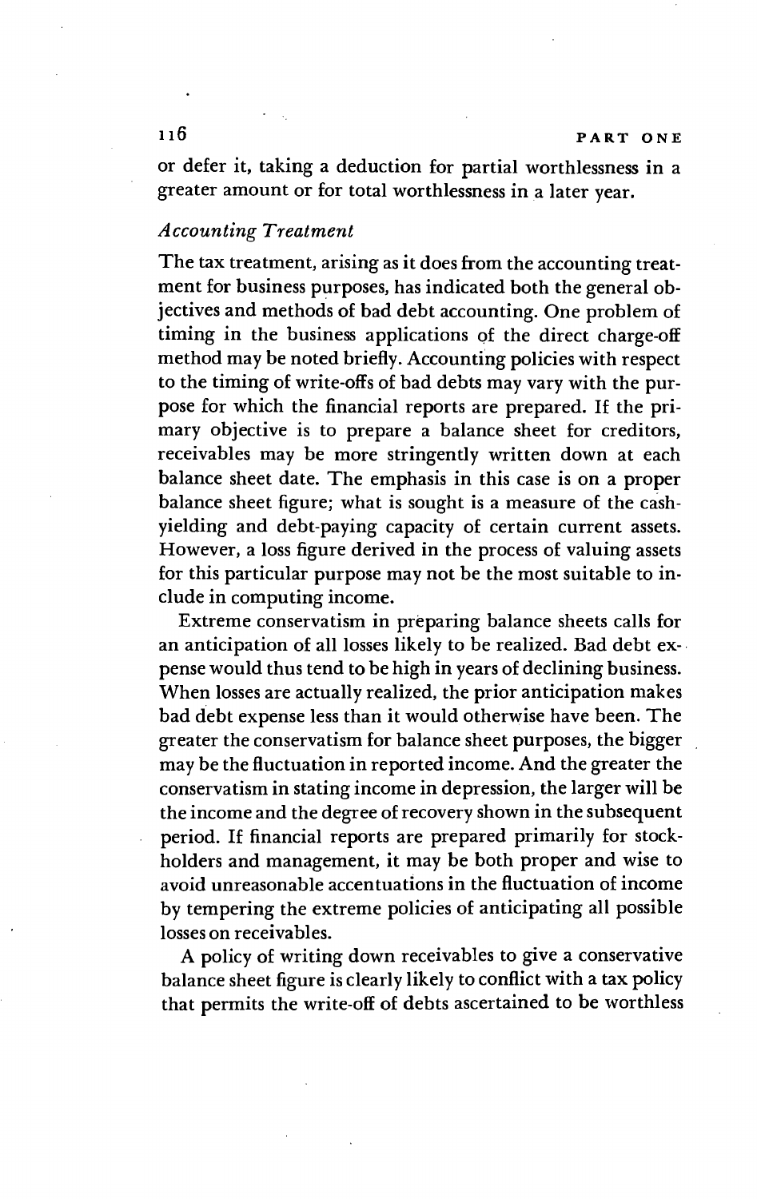or defer it, taking a deduction for partial worthlessness in a greater amount or for total worthlessness in a later year.

### *Accounting Treatment*

The tax treatment, arising as it does from the accounting treatment for business purposes, has indicated both the general objectives and methods of bad debt accounting. One problem of timing in the business applications of the direct charge-off method may be noted briefly. Accounting policies with respect to the timing of write-offs of bad debts may vary with the purpose for which the financial reports are prepared. If the primary objective is to prepare a balance sheet for creditors, receivables may be more stringently written down at each balance sheet date. The emphasis in this case is on a proper balance sheet figure; what is sought is a measure of the cash-yielding and debt-paying capacity of certain current assets. However, a loss figure derived in the process of valuing assets for this particular purpose may not be the most suitable to include in computing income.

Extreme conservatism in preparing balance sheets calls for an anticipation of all losses likely to be realized. Bad debt expense would thus tend to be high in years of declining business. When losses are actually realized, the prior anticipation makes bad debt expense less than it would otherwise have been. The greater the conservatism for balance sheet purposes, the bigger may be the fluctuation in reported income. And the greater the conservatism in stating income in depression, the larger will be the income and the degree of recovery shown in the subsequent period. If financial reports are prepared primarily for stockholders and management, it may be both proper and wise to avoid unreasonable accentuations in the fluctuation of income by tempering the extreme policies of anticipating all possible losses on receivables.

A policy of writing down receivables to give a conservative balance sheet figure is clearly likely to conflict with a tax policy that permits the write-off of debts ascertained to be worthless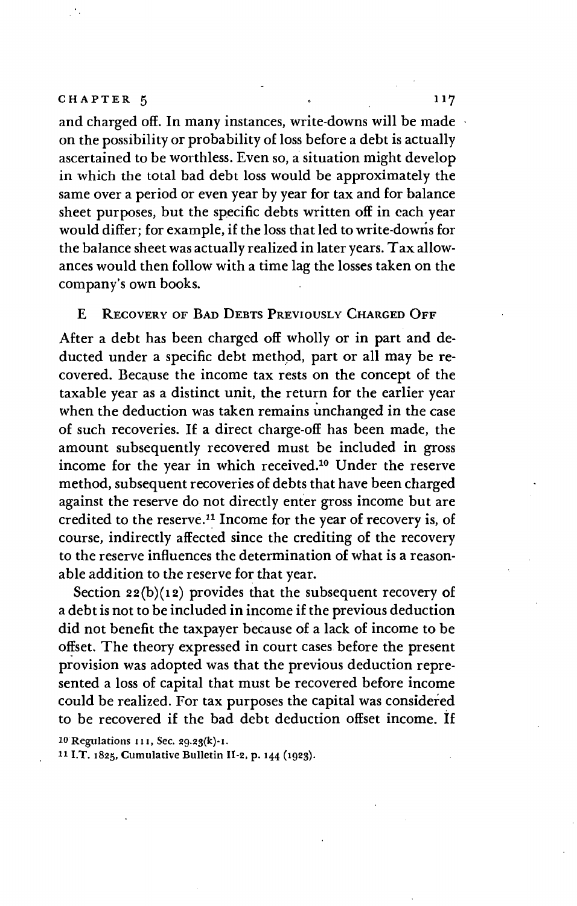and charged off. In many instances, write-downs will be made on the possibility or probability of loss before a debt is actually ascertained to be worthless. Even so, a situation might develop in which the total bad debt loss would be approximately the same over a period or even year by year for tax and for balance sheet purposes, but the specific debts written off in each year would differ; for example, if the loss that led to write-downs for the balance sheet was actually realized in later years. Tax allowances would then follow with a time lag the losses taken on the company's own books.

### E Recovery of Bad Debts Previously Charged Off

After a debt has been charged off wholly or in part and deducted under a specific debt method, part or all may be recovered. Because the income tax rests on the concept of the taxable year as a distinct unit, the return for the earlier year when the deduction was taken remains unchanged in the case of such recoveries. If a direct charge-off has been made, the amount subsequently recovered must be included in gross income for the year in which received.[10] Under the reserve method, subsequent recoveries of debts that have been charged against the reserve do not directly enter gross income but are credited to the reserve.[11] Income for the year of recovery is, of course, indirectly affected since the crediting of the recovery to the reserve influences the determination of what is a reasonable addition to the reserve for that year.

Section 22(b)(12) provides that the subsequent recovery of a debt is not to be included in income if the previous deduction did not benefit the taxpayer because of a lack of income to be offset. The theory expressed in court cases before the present provision was adopted was that the previous deduction represented a loss of capital that must be recovered before income could be realized. For tax purposes the capital was considered to be recovered if the bad debt deduction offset income. If

[10] Regulations 111, Sec. 29.23(k)-1.

[11] I.T. 1825, Cumulative Bulletin II-2, p. 144 (1923).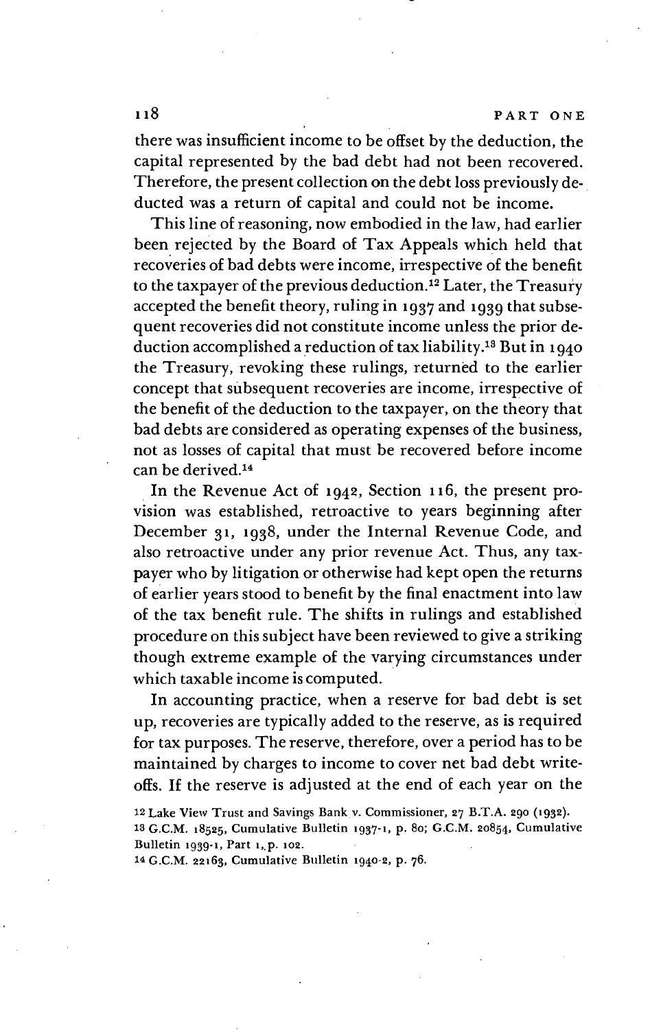there was insufficient income to be offset by the deduction, the capital represented by the bad debt had not been recovered. Therefore, the present collection on the debt loss previously deducted was a return of capital and could not be income.

This line of reasoning, now embodied in the law, had earlier been rejected by the Board of Tax Appeals which held that recoveries of bad debts were income, irrespective of the benefit to the taxpayer of the previous deduction.[12] Later, the Treasury accepted the benefit theory, ruling in 1937 and 1939 that subsequent recoveries did not constitute income unless the prior deduction accomplished a reduction of tax liability.[13] But in 1940 the Treasury, revoking these rulings, returned to the earlier concept that subsequent recoveries are income, irrespective of the benefit of the deduction to the taxpayer, on the theory that bad debts are considered as operating expenses of the business, not as losses of capital that must be recovered before income can be derived.[14]

In the Revenue Act of 1942, Section 116, the present provision was established, retroactive to years beginning after December 31, 1938, under the Internal Revenue Code, and also retroactive under any prior revenue Act. Thus, any taxpayer who by litigation or otherwise had kept open the returns of earlier years stood to benefit by the final enactment into law of the tax benefit rule. The shifts in rulings and established procedure on this subject have been reviewed to give a striking though extreme example of the varying circumstances under which taxable income is computed.

In accounting practice, when a reserve for bad debt is set up, recoveries are typically added to the reserve, as is required for tax purposes. The reserve, therefore, over a period has to be maintained by charges to income to cover net bad debt write-offs. If the reserve is adjusted at the end of each year on the

[12] Lake View Trust and Savings Bank v. Commissioner, 27 B.T.A. 290 (1932).

[13] G.C.M. 18525, Cumulative Bulletin 1937-1, p. 80; G.C.M. 20854, Cumulative Bulletin 1939-1, Part 1, p. 102.

[14] G.C.M. 22163, Cumulative Bulletin 1940-2, p. 76.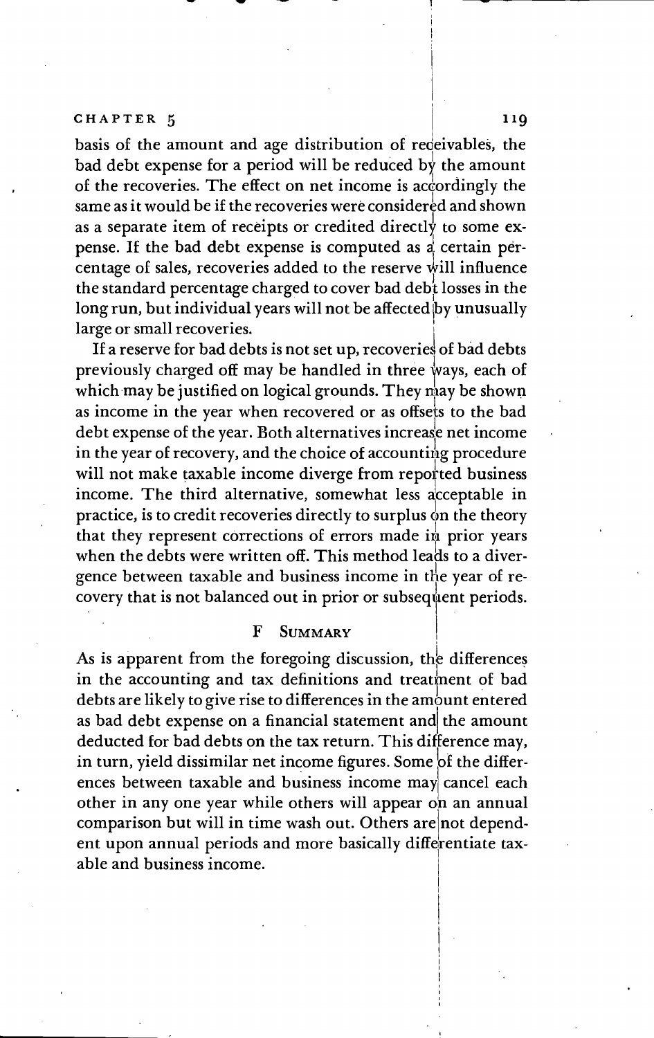basis of the amount and age distribution of receivables, the bad debt expense for a period will be reduced by the amount of the recoveries. The effect on net income is accordingly the same as it would be if the recoveries were considered and shown as a separate item of receipts or credited directly to some expense. If the bad debt expense is computed as a certain percentage of sales, recoveries added to the reserve will influence the standard percentage charged to cover bad debt losses in the long run, but individual years will not be affected by unusually large or small recoveries.

If a reserve for bad debts is not set up, recoveries of bad debts previously charged off may be handled in three ways, each of which may be justified on logical grounds. They may be shown as income in the year when recovered or as offsets to the bad debt expense of the year. Both alternatives increase net income in the year of recovery, and the choice of accounting procedure will not make taxable income diverge from reported business income. The third alternative, somewhat less acceptable in practice, is to credit recoveries directly to surplus on the theory that they represent corrections of errors made in prior years when the debts were written off. This method leads to a divergence between taxable and business income in the year of recovery that is not balanced out in prior or subsequent periods.

## F Summary

As is apparent from the foregoing discussion, the differences in the accounting and tax definitions and treatment of bad debts are likely to give rise to differences in the amount entered as bad debt expense on a financial statement and the amount deducted for bad debts on the tax return. This difference may, in turn, yield dissimilar net income figures. Some of the differences between taxable and business income may cancel each other in any one year while others will appear on an annual comparison but will in time wash out. Others are not dependent upon annual periods and more basically differentiate taxable and business income.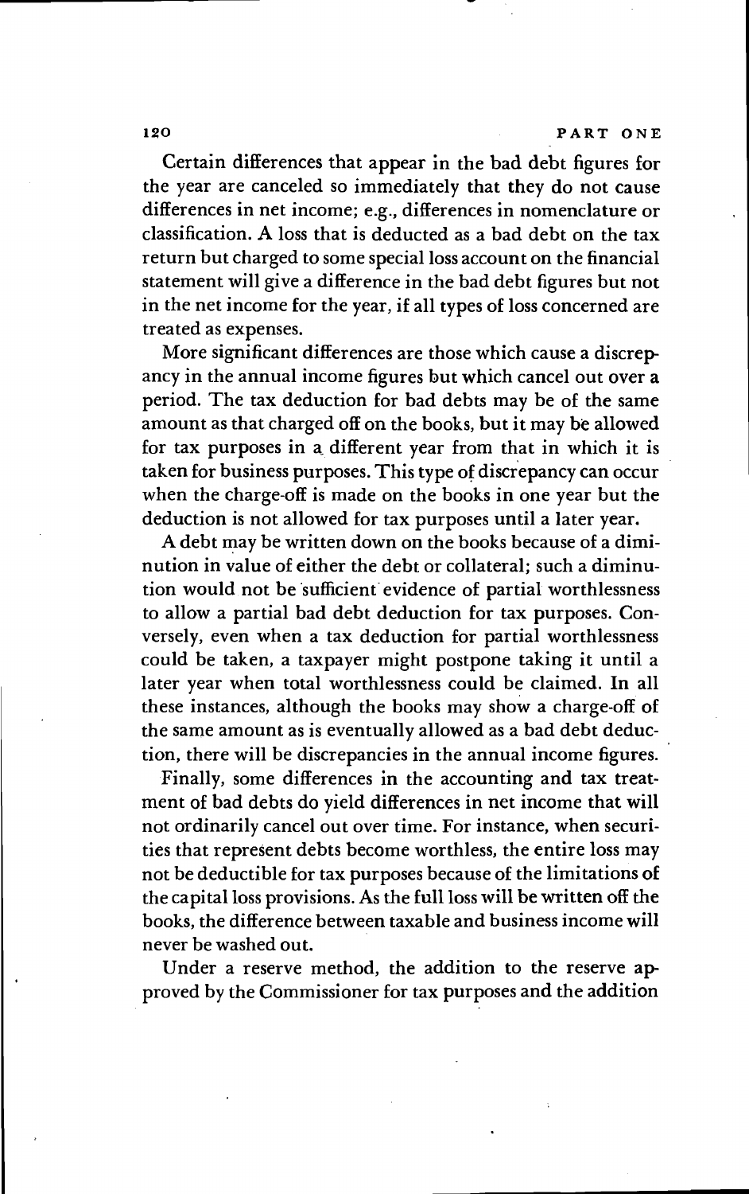Certain differences that appear in the bad debt figures for the year are canceled so immediately that they do not cause differences in net income; e.g., differences in nomenclature or classification. A loss that is deducted as a bad debt on the tax return but charged to some special loss account on the financial statement will give a difference in the bad debt figures but not in the net income for the year, if all types of loss concerned are treated as expenses.

More significant differences are those which cause a discrepancy in the annual income figures but which cancel out over a period. The tax deduction for bad debts may be of the same amount as that charged off on the books, but it may be allowed for tax purposes in a different year from that in which it is taken for business purposes. This type of discrepancy can occur when the charge-off is made on the books in one year but the deduction is not allowed for tax purposes until a later year.

A debt may be written down on the books because of a diminution in value of either the debt or collateral; such a diminution would not be sufficient evidence of partial worthlessness to allow a partial bad debt deduction for tax purposes. Conversely, even when a tax deduction for partial worthlessness could be taken, a taxpayer might postpone taking it until a later year when total worthlessness could be claimed. In all these instances, although the books may show a charge-off of the same amount as is eventually allowed as a bad debt deduction, there will be discrepancies in the annual income figures.

Finally, some differences in the accounting and tax treatment of bad debts do yield differences in net income that will not ordinarily cancel out over time. For instance, when securities that represent debts become worthless, the entire loss may not be deductible for tax purposes because of the limitations of the capital loss provisions. As the full loss will be written off the books, the difference between taxable and business income will never be washed out.

Under a reserve method, the addition to the reserve approved by the Commissioner for tax purposes and the addition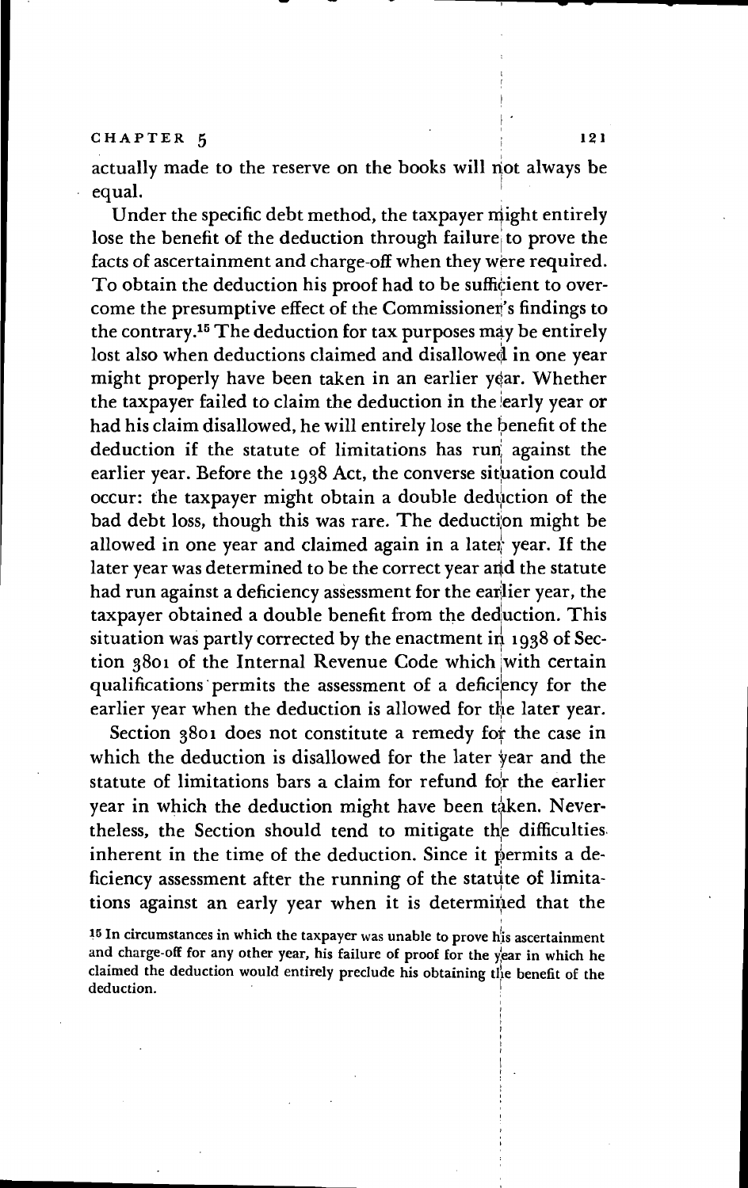actually made to the reserve on the books will not always be equal.

Under the specific debt method, the taxpayer might entirely lose the benefit of the deduction through failure to prove the facts of ascertainment and charge-off when they were required. To obtain the deduction his proof had to be sufficient to overcome the presumptive effect of the Commissioner's findings to the contrary.[15] The deduction for tax purposes may be entirely lost also when deductions claimed and disallowed in one year might properly have been taken in an earlier year. Whether the taxpayer failed to claim the deduction in the early year or had his claim disallowed, he will entirely lose the benefit of the deduction if the statute of limitations has run against the earlier year. Before the 1938 Act, the converse situation could occur: the taxpayer might obtain a double deduction of the bad debt loss, though this was rare. The deduction might be allowed in one year and claimed again in a later year. If the later year was determined to be the correct year and the statute had run against a deficiency assessment for the earlier year, the taxpayer obtained a double benefit from the deduction. This situation was partly corrected by the enactment in 1938 of Section 3801 of the Internal Revenue Code which with certain qualifications permits the assessment of a deficiency for the earlier year when the deduction is allowed for the later year.

Section 3801 does not constitute a remedy for the case in which the deduction is disallowed for the later year and the statute of limitations bars a claim for refund for the earlier year in which the deduction might have been taken. Nevertheless, the Section should tend to mitigate the difficulties inherent in the time of the deduction. Since it permits a deficiency assessment after the running of the statute of limitations against an early year when it is determined that the

[15] In circumstances in which the taxpayer was unable to prove his ascertainment and charge-off for any other year, his failure of proof for the year in which he claimed the deduction would entirely preclude his obtaining the benefit of the deduction.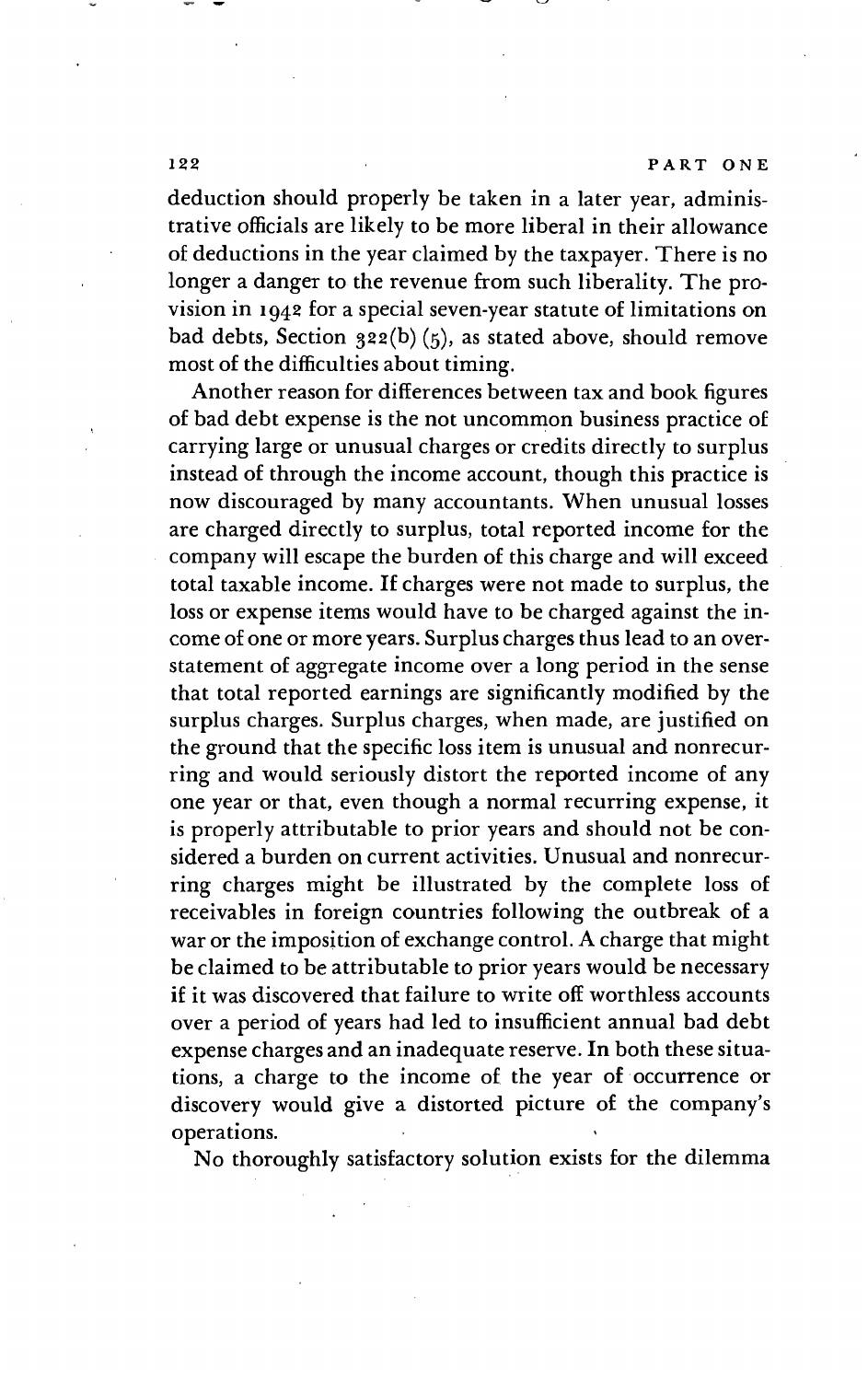deduction should properly be taken in a later year, administrative officials are likely to be more liberal in their allowance of deductions in the year claimed by the taxpayer. There is no longer a danger to the revenue from such liberality. The provision in 1942 for a special seven-year statute of limitations on bad debts, Section 322(b) (5), as stated above, should remove most of the difficulties about timing.

Another reason for differences between tax and book figures of bad debt expense is the not uncommon business practice of carrying large or unusual charges or credits directly to surplus instead of through the income account, though this practice is now discouraged by many accountants. When unusual losses are charged directly to surplus, total reported income for the company will escape the burden of this charge and will exceed total taxable income. If charges were not made to surplus, the loss or expense items would have to be charged against the income of one or more years. Surplus charges thus lead to an overstatement of aggregate income over a long period in the sense that total reported earnings are significantly modified by the surplus charges. Surplus charges, when made, are justified on the ground that the specific loss item is unusual and nonrecurring and would seriously distort the reported income of any one year or that, even though a normal recurring expense, it is properly attributable to prior years and should not be considered a burden on current activities. Unusual and nonrecurring charges might be illustrated by the complete loss of receivables in foreign countries following the outbreak of a war or the imposition of exchange control. A charge that might be claimed to be attributable to prior years would be necessary if it was discovered that failure to write off worthless accounts over a period of years had led to insufficient annual bad debt expense charges and an inadequate reserve. In both these situations, a charge to the income of the year of occurrence or discovery would give a distorted picture of the company's operations.

No thoroughly satisfactory solution exists for the dilemma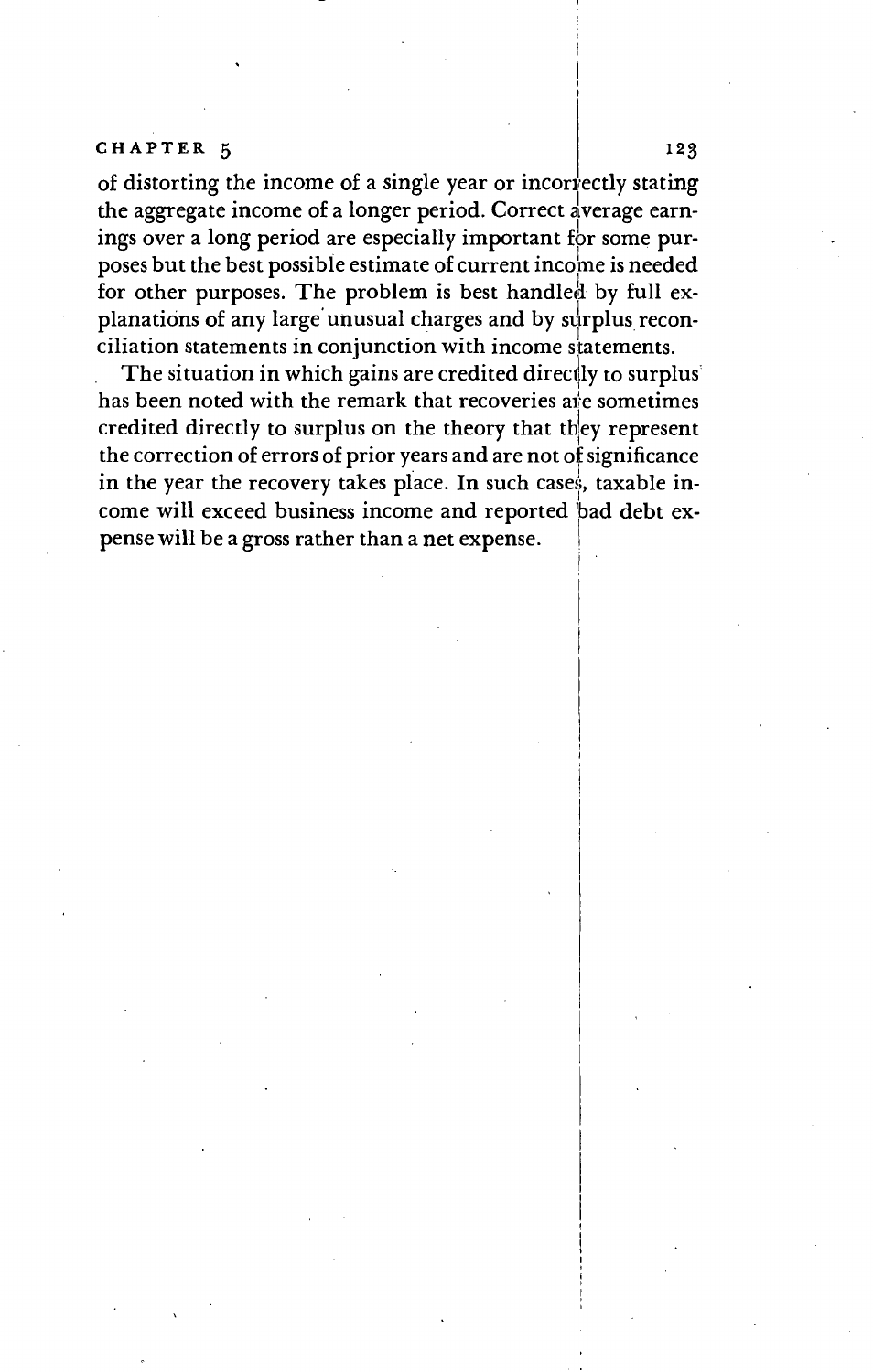of distorting the income of a single year or incorrectly stating the aggregate income of a longer period. Correct average earnings over a long period are especially important for some purposes but the best possible estimate of current income is needed for other purposes. The problem is best handled by full explanations of any large unusual charges and by surplus reconciliation statements in conjunction with income statements.

The situation in which gains are credited directly to surplus has been noted with the remark that recoveries are sometimes credited directly to surplus on the theory that they represent the correction of errors of prior years and are not of significance in the year the recovery takes place. In such cases, taxable income will exceed business income and reported bad debt expense will be a gross rather than a net expense.